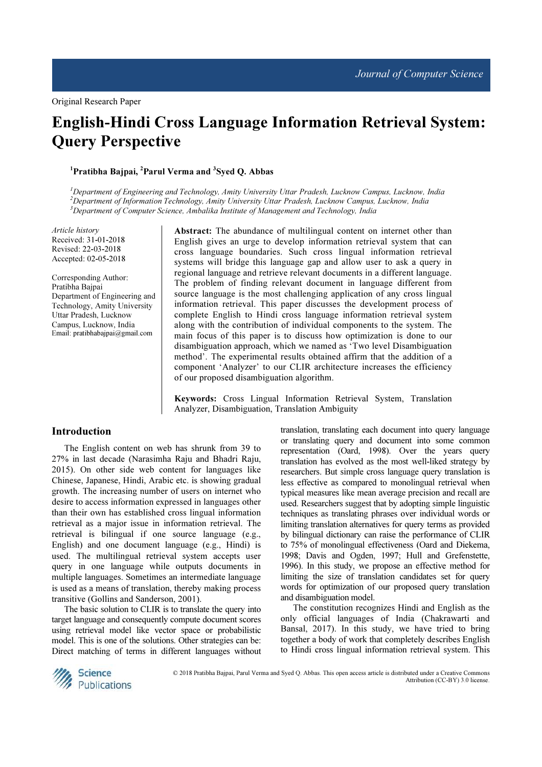Original Research Paper

# English-Hindi Cross Language Information Retrieval System: Query Perspective

**[1]Pratibha Bajpai, [2]Parul Verma and [3]Syed Q. Abbas**

*[1]Department of Engineering and Technology, Amity University Uttar Pradesh, Lucknow Campus, Lucknow, India*
*[2]Department of Information Technology, Amity University Uttar Pradesh, Lucknow Campus, Lucknow, India*
*[3]Department of Computer Science, Ambalika Institute of Management and Technology, India*

*Article history*
Received: 31-01-2018
Revised: 22-03-2018
Accepted: 02-05-2018

Corresponding Author:
Pratibha Bajpai
Department of Engineering and Technology, Amity University Uttar Pradesh, Lucknow Campus, Lucknow, India
Email: pratibhabajpai@gmail.com

**Abstract:** The abundance of multilingual content on internet other than English gives an urge to develop information retrieval system that can cross language boundaries. Such cross lingual information retrieval systems will bridge this language gap and allow user to ask a query in regional language and retrieve relevant documents in a different language. The problem of finding relevant document in language different from source language is the most challenging application of any cross lingual information retrieval. This paper discusses the development process of complete English to Hindi cross language information retrieval system along with the contribution of individual components to the system. The main focus of this paper is to discuss how optimization is done to our disambiguation approach, which we named as 'Two level Disambiguation method'. The experimental results obtained affirm that the addition of a component 'Analyzer' to our CLIR architecture increases the efficiency of our proposed disambiguation algorithm.

**Keywords:** Cross Lingual Information Retrieval System, Translation Analyzer, Disambiguation, Translation Ambiguity

## Introduction

The English content on web has shrunk from 39 to 27% in last decade (Narasimha Raju and Bhadri Raju, 2015). On other side web content for languages like Chinese, Japanese, Hindi, Arabic etc. is showing gradual growth. The increasing number of users on internet who desire to access information expressed in languages other than their own has established cross lingual information retrieval as a major issue in information retrieval. The retrieval is bilingual if one source language (e.g., English) and one document language (e.g., Hindi) is used. The multilingual retrieval system accepts user query in one language while outputs documents in multiple languages. Sometimes an intermediate language is used as a means of translation, thereby making process transitive (Gollins and Sanderson, 2001).

The basic solution to CLIR is to translate the query into target language and consequently compute document scores using retrieval model like vector space or probabilistic model. This is one of the solutions. Other strategies can be: Direct matching of terms in different languages without translation, translating each document into query language or translating query and document into some common representation (Oard, 1998). Over the years query translation has evolved as the most well-liked strategy by researchers. But simple cross language query translation is less effective as compared to monolingual retrieval when typical measures like mean average precision and recall are used. Researchers suggest that by adopting simple linguistic techniques as translating phrases over individual words or limiting translation alternatives for query terms as provided by bilingual dictionary can raise the performance of CLIR to 75% of monolingual effectiveness (Oard and Diekema, 1998; Davis and Ogden, 1997; Hull and Grefenstette, 1996). In this study, we propose an effective method for limiting the size of translation candidates set for query words for optimization of our proposed query translation and disambiguation model.

The constitution recognizes Hindi and English as the only official languages of India (Chakrawarti and Bansal, 2017). In this study, we have tried to bring together a body of work that completely describes English to Hindi cross lingual information retrieval system. This

© 2018 Pratibha Bajpai, Parul Verma and Syed Q. Abbas. This open access article is distributed under a Creative Commons Attribution (CC-BY) 3.0 license.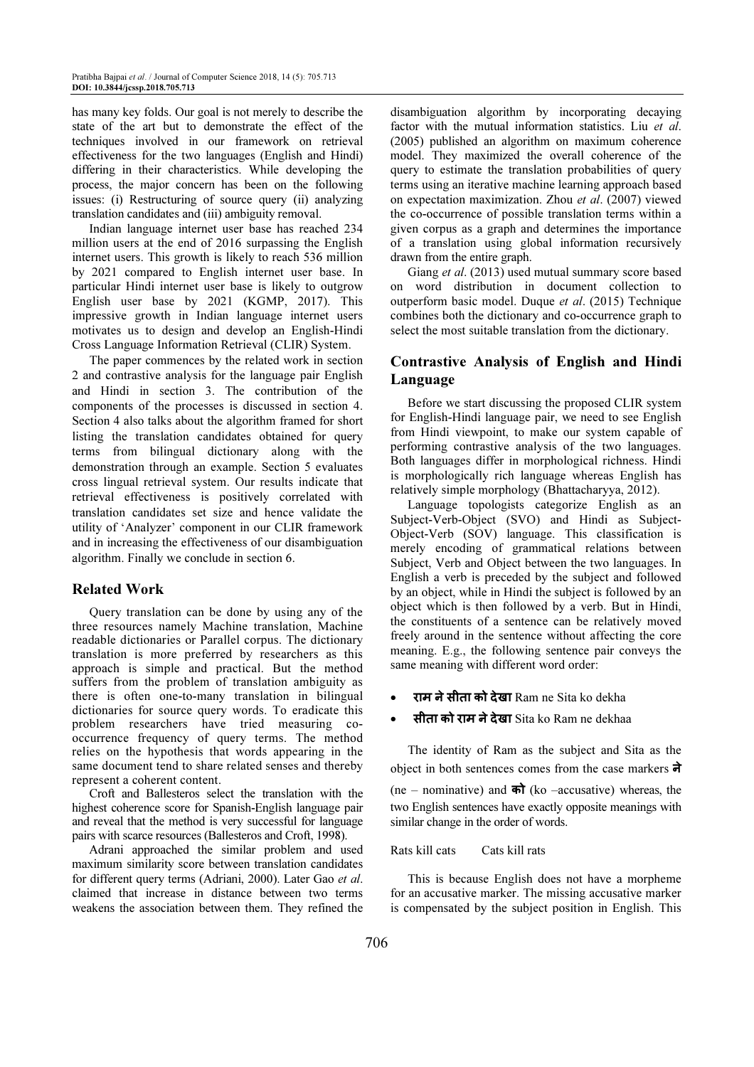has many key folds. Our goal is not merely to describe the state of the art but to demonstrate the effect of the techniques involved in our framework on retrieval effectiveness for the two languages (English and Hindi) differing in their characteristics. While developing the process, the major concern has been on the following issues: (i) Restructuring of source query (ii) analyzing translation candidates and (iii) ambiguity removal.

Indian language internet user base has reached 234 million users at the end of 2016 surpassing the English internet users. This growth is likely to reach 536 million by 2021 compared to English internet user base. In particular Hindi internet user base is likely to outgrow English user base by 2021 (KGMP, 2017). This impressive growth in Indian language internet users motivates us to design and develop an English-Hindi Cross Language Information Retrieval (CLIR) System.

The paper commences by the related work in section 2 and contrastive analysis for the language pair English and Hindi in section 3. The contribution of the components of the processes is discussed in section 4. Section 4 also talks about the algorithm framed for short listing the translation candidates obtained for query terms from bilingual dictionary along with the demonstration through an example. Section 5 evaluates cross lingual retrieval system. Our results indicate that retrieval effectiveness is positively correlated with translation candidates set size and hence validate the utility of 'Analyzer' component in our CLIR framework and in increasing the effectiveness of our disambiguation algorithm. Finally we conclude in section 6.

## Related Work

Query translation can be done by using any of the three resources namely Machine translation, Machine readable dictionaries or Parallel corpus. The dictionary translation is more preferred by researchers as this approach is simple and practical. But the method suffers from the problem of translation ambiguity as there is often one-to-many translation in bilingual dictionaries for source query words. To eradicate this problem researchers have tried measuring co-occurrence frequency of query terms. The method relies on the hypothesis that words appearing in the same document tend to share related senses and thereby represent a coherent content.

Croft and Ballesteros select the translation with the highest coherence score for Spanish-English language pair and reveal that the method is very successful for language pairs with scarce resources (Ballesteros and Croft, 1998).

Adrani approached the similar problem and used maximum similarity score between translation candidates for different query terms (Adriani, 2000). Later Gao *et al*. claimed that increase in distance between two terms weakens the association between them. They refined the disambiguation algorithm by incorporating decaying factor with the mutual information statistics. Liu *et al*. (2005) published an algorithm on maximum coherence model. They maximized the overall coherence of the query to estimate the translation probabilities of query terms using an iterative machine learning approach based on expectation maximization. Zhou *et al*. (2007) viewed the co-occurrence of possible translation terms within a given corpus as a graph and determines the importance of a translation using global information recursively drawn from the entire graph.

Giang *et al*. (2013) used mutual summary score based on word distribution in document collection to outperform basic model. Duque *et al*. (2015) Technique combines both the dictionary and co-occurrence graph to select the most suitable translation from the dictionary.

## Contrastive Analysis of English and Hindi Language

Before we start discussing the proposed CLIR system for English-Hindi language pair, we need to see English from Hindi viewpoint, to make our system capable of performing contrastive analysis of the two languages. Both languages differ in morphological richness. Hindi is morphologically rich language whereas English has relatively simple morphology (Bhattacharyya, 2012).

Language topologists categorize English as an Subject-Verb-Object (SVO) and Hindi as Subject-Object-Verb (SOV) language. This classification is merely encoding of grammatical relations between Subject, Verb and Object between the two languages. In English a verb is preceded by the subject and followed by an object, while in Hindi the subject is followed by an object which is then followed by a verb. But in Hindi, the constituents of a sentence can be relatively moved freely around in the sentence without affecting the core meaning. E.g., the following sentence pair conveys the same meaning with different word order:

- **राम ने सीता को देखा** Ram ne Sita ko dekha
- **सीता को राम ने देखा** Sita ko Ram ne dekhaa

The identity of Ram as the subject and Sita as the object in both sentences comes from the case markers **ने** (ne – nominative) and **को** (ko –accusative) whereas, the two English sentences have exactly opposite meanings with similar change in the order of words.

Rats kill cats     Cats kill rats

This is because English does not have a morpheme for an accusative marker. The missing accusative marker is compensated by the subject position in English. This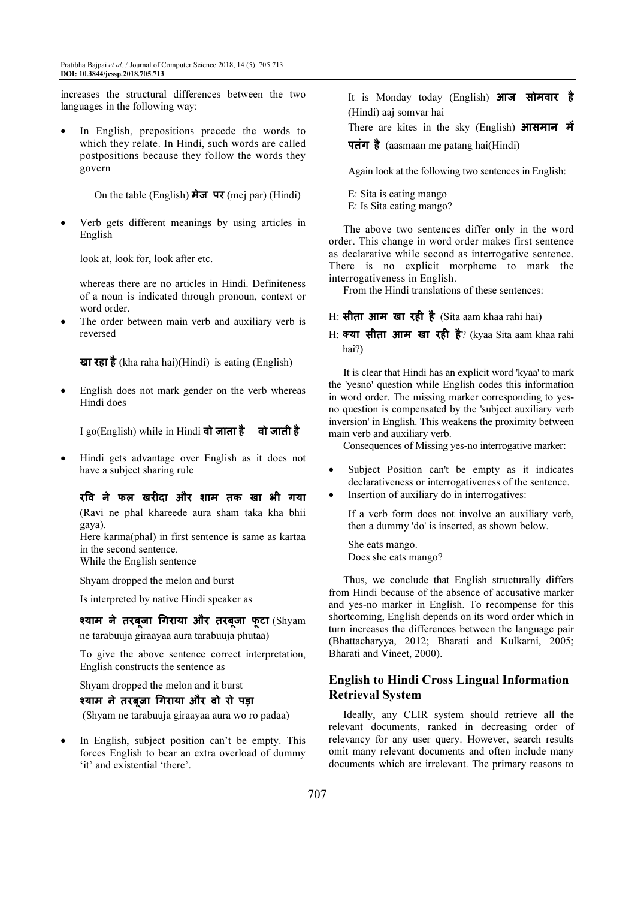increases the structural differences between the two languages in the following way:

- In English, prepositions precede the words to which they relate. In Hindi, such words are called postpositions because they follow the words they govern

  On the table (English) **मेज पर** (mej par) (Hindi)

- Verb gets different meanings by using articles in English

  look at, look for, look after etc.

  whereas there are no articles in Hindi. Definiteness of a noun is indicated through pronoun, context or word order.

- The order between main verb and auxiliary verb is reversed

  **खा रहा है** (kha raha hai)(Hindi) is eating (English)

- English does not mark gender on the verb whereas Hindi does

  I go(English) while in Hindi **वो जाता है वो जाती है**

- Hindi gets advantage over English as it does not have a subject sharing rule

  **रवि ने फल खरीदा और शाम तक खा भी गया**

  (Ravi ne phal khareede aura sham taka kha bhii gaya).

  Here karma(phal) in first sentence is same as kartaa in the second sentence.

  While the English sentence

  Shyam dropped the melon and burst

  Is interpreted by native Hindi speaker as

  **श्याम ने तरबूजा गिराया और तरबूजा फूटा** (Shyam ne tarabuuja giraayaa aura tarabuuja phutaa)

  To give the above sentence correct interpretation, English constructs the sentence as

  Shyam dropped the melon and it burst

  **श्याम ने तरबूजा गिराया और वो रो पड़ा**

  (Shyam ne tarabuuja giraayaa aura wo ro padaa)

- In English, subject position can't be empty. This forces English to bear an extra overload of dummy 'it' and existential 'there'.

  It is Monday today (English) **आज सोमवार है** (Hindi) aaj somvar hai

  There are kites in the sky (English) **आसमान में पतंग है** (aasmaan me patang hai(Hindi)

  Again look at the following two sentences in English:

  E: Sita is eating mango
  E: Is Sita eating mango?

The above two sentences differ only in the word order. This change in word order makes first sentence as declarative while second as interrogative sentence. There is no explicit morpheme to mark the interrogativeness in English.

From the Hindi translations of these sentences:

H: **सीता आम खा रही है** (Sita aam khaa rahi hai)

H: **क्या सीता आम खा रही है**? (kyaa Sita aam khaa rahi hai?)

It is clear that Hindi has an explicit word 'kyaa' to mark the 'yesno' question while English codes this information in word order. The missing marker corresponding to yes-no question is compensated by the 'subject auxiliary verb inversion' in English. This weakens the proximity between main verb and auxiliary verb.

Consequences of Missing yes-no interrogative marker:

- Subject Position can't be empty as it indicates declarativeness or interrogativeness of the sentence.
- Insertion of auxiliary do in interrogatives:

  If a verb form does not involve an auxiliary verb, then a dummy 'do' is inserted, as shown below.

  She eats mango.
  Does she eats mango?

Thus, we conclude that English structurally differs from Hindi because of the absence of accusative marker and yes-no marker in English. To recompense for this shortcoming, English depends on its word order which in turn increases the differences between the language pair (Bhattacharyya, 2012; Bharati and Kulkarni, 2005; Bharati and Vineet, 2000).

## English to Hindi Cross Lingual Information Retrieval System

Ideally, any CLIR system should retrieve all the relevant documents, ranked in decreasing order of relevancy for any user query. However, search results omit many relevant documents and often include many documents which are irrelevant. The primary reasons to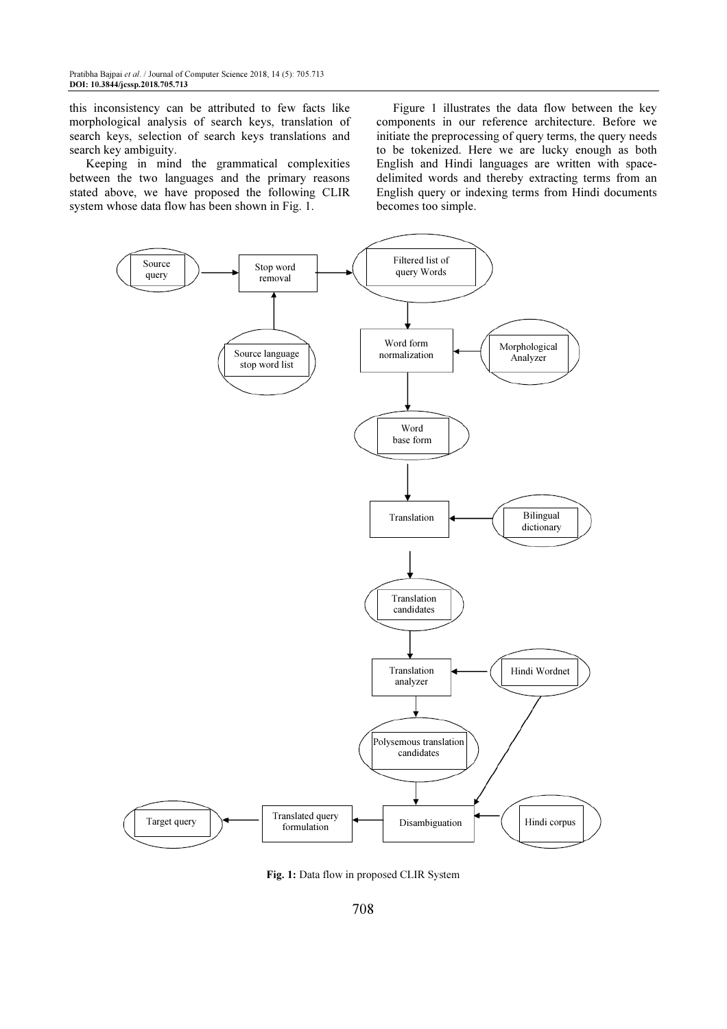this inconsistency can be attributed to few facts like morphological analysis of search keys, translation of search keys, selection of search keys translations and search key ambiguity.

Keeping in mind the grammatical complexities between the two languages and the primary reasons stated above, we have proposed the following CLIR system whose data flow has been shown in Fig. 1.

Figure 1 illustrates the data flow between the key components in our reference architecture. Before we initiate the preprocessing of query terms, the query needs to be tokenized. Here we are lucky enough as both English and Hindi languages are written with space-delimited words and thereby extracting terms from an English query or indexing terms from Hindi documents becomes too simple.

Source query → Stop word removal → Filtered list of query Words → Word form normalization → Word base form → Translation → Translation candidates → Translation analyzer → Polysemous translation candidates → Disambiguation → Translated query formulation → Target query

Source language stop word list → Stop word removal
Morphological Analyzer → Word form normalization
Bilingual dictionary → Translation
Hindi Wordnet → Translation analyzer; Hindi Wordnet → Disambiguation
Hindi corpus → Disambiguation

**Fig. 1:** Data flow in proposed CLIR System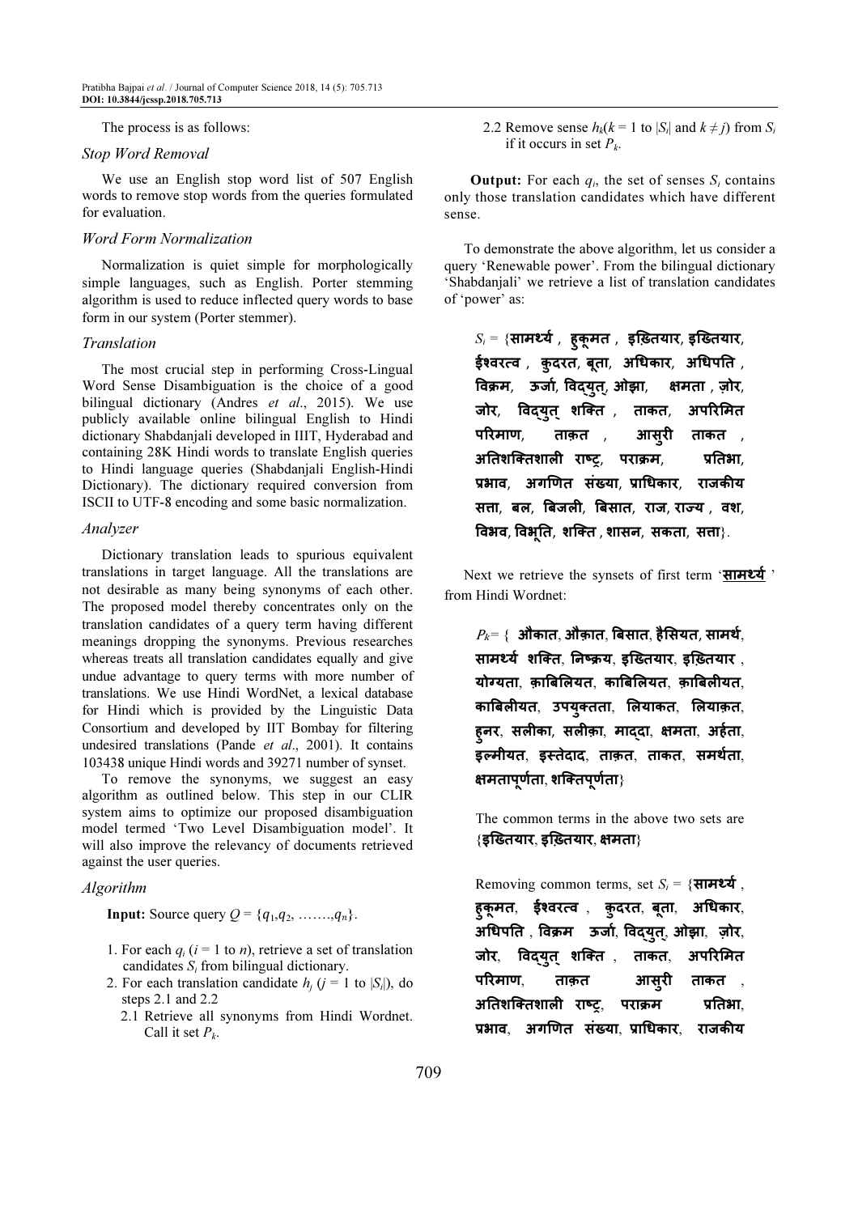The process is as follows:

### Stop Word Removal

We use an English stop word list of 507 English words to remove stop words from the queries formulated for evaluation.

### Word Form Normalization

Normalization is quiet simple for morphologically simple languages, such as English. Porter stemming algorithm is used to reduce inflected query words to base form in our system (Porter stemmer).

### Translation

The most crucial step in performing Cross-Lingual Word Sense Disambiguation is the choice of a good bilingual dictionary (Andres *et al*., 2015). We use publicly available online bilingual English to Hindi dictionary Shabdanjali developed in IIIT, Hyderabad and containing 28K Hindi words to translate English queries to Hindi language queries (Shabdanjali English-Hindi Dictionary). The dictionary required conversion from ISCII to UTF-8 encoding and some basic normalization.

### Analyzer

Dictionary translation leads to spurious equivalent translations in target language. All the translations are not desirable as many being synonyms of each other. The proposed model thereby concentrates only on the translation candidates of a query term having different meanings dropping the synonyms. Previous researches whereas treats all translation candidates equally and give undue advantage to query terms with more number of translations. We use Hindi WordNet, a lexical database for Hindi which is provided by the Linguistic Data Consortium and developed by IIT Bombay for filtering undesired translations (Pande *et al*., 2001). It contains 103438 unique Hindi words and 39271 number of synset.

To remove the synonyms, we suggest an easy algorithm as outlined below. This step in our CLIR system aims to optimize our proposed disambiguation model termed 'Two Level Disambiguation model'. It will also improve the relevancy of documents retrieved against the user queries.

### Algorithm

**Input:** Source query $Q = \{q_1, q_2, \ldots\ldots, q_n\}$.

1. For each $q_i$ ($i$ = 1 to $n$), retrieve a set of translation candidates $S_i$ from bilingual dictionary.
2. For each translation candidate $h_j$ ($j$ = 1 to $|S_i|$), do steps 2.1 and 2.2
   - 2.1 Retrieve all synonyms from Hindi Wordnet. Call it set $P_k$.
   - 2.2 Remove sense $h_k$($k$ = 1 to $|S_i|$ and $k \neq j$) from $S_i$ if it occurs in set $P_k$.

**Output:** For each $q_i$, the set of senses $S_i$ contains only those translation candidates which have different sense.

To demonstrate the above algorithm, let us consider a query 'Renewable power'. From the bilingual dictionary 'Shabdanjali' we retrieve a list of translation candidates of 'power' as:

$S_i$ = {**सामर्थ्य , हुकूमत , इख्तियार, इख़्तियार, ईश्वरत्व , कुदरत, बूता, अधिकार, अधिपति , विक्रम, ऊर्जा, विद्युत्, ओझा, क्षमता , ज़ोर, जोर, विद्युत् शक्ति , ताकत, अपरिमित परिमाण, ताक़त , आसुरी ताकत , अतिशक्तिशाली राष्ट्र, पराक्रम, प्रतिभा, प्रभाव, अगणित संख्या, प्राधिकार, राजकीय सत्ता, बल, बिजली, बिसात, राज, राज्य , वश, विभव, विभूति, शक्ति , शासन, सकता, सत्ता**}.

Next we retrieve the synsets of first term '**सामर्थ्य** ' from Hindi Wordnet:

$P_k$= { **औकात, औक़ात, बिसात, हैसियत, सामर्थ, सामर्थ्य शक्ति, निष्क्रय, इख्तियार, इख़्तियार , योग्यता, क़ाबिलियत, काबिलियत, क़ाबिलीयत, काबिलीयत, उपयुक्तता, लियाकत, लियाक़त, हुनर, सलीका, सलीक़ा, माद्दा, क्षमता, अर्हता, इल्मीयत, इस्तेदाद, ताक़त, ताकत, समर्थता, क्षमतापूर्णता, शक्तिपूर्णता**}

The common terms in the above two sets are {**इख्तियार, इख़्तियार, क्षमता**}

Removing common terms, set $S_i$ = {**सामर्थ्य , हुकूमत, ईश्वरत्व , कुदरत, बूता, अधिकार, अधिपति , विक्रम ऊर्जा, विद्युत्, ओझा, ज़ोर, जोर, विद्युत् शक्ति , ताकत, अपरिमित परिमाण, ताक़त आसुरी ताकत , अतिशक्तिशाली राष्ट्र, पराक्रम प्रतिभा, प्रभाव, अगणित संख्या, प्राधिकार, राजकीय**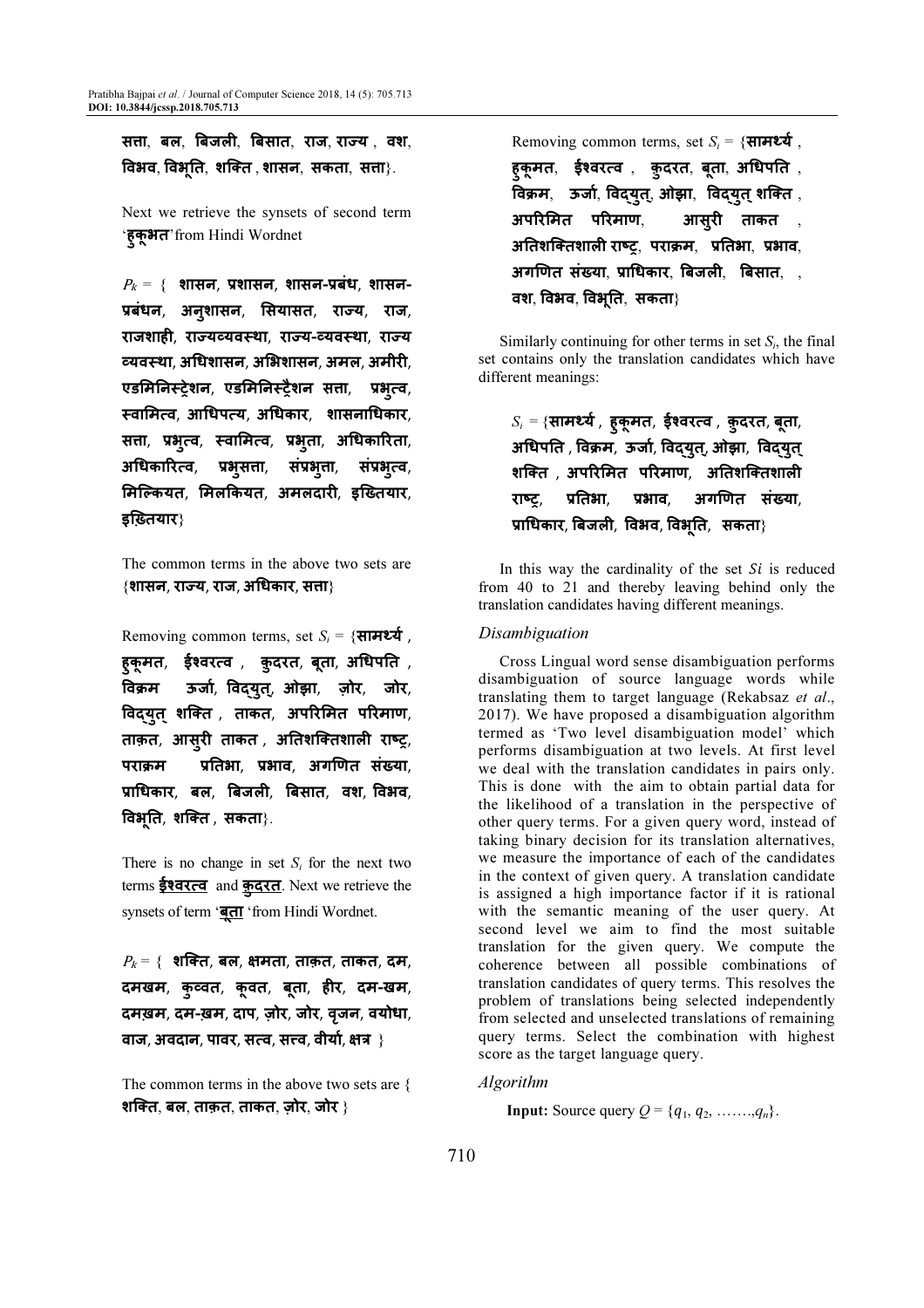सत्ता, बल, बिजली, बिसात, राज, राज्य , वश, विभव, विभूति, शक्ति , शासन, सकता, सत्ता}.

Next we retrieve the synsets of second term 'हुकूमत' from Hindi Wordnet

$P_k$ = { शासन, प्रशासन, शासन-प्रबंध, शासन-प्रबंधन, अनुशासन, सियासत, राज्य, राज, राजशाही, राज्यव्यवस्था, राज्य-व्यवस्था, राज्य व्यवस्था, अधिशासन, अभिशासन, अमल, अमीरी, एडमिनिस्ट्रेशन, एडमिनिस्ट्रैशन सत्ता, प्रभुत्व, स्वामित्व, आधिपत्य, अधिकार, शासनाधिकार, सत्ता, प्रभुत्व, स्वामित्व, प्रभुता, अधिकारिता, अधिकारित्व, प्रभुसत्ता, संप्रभुत्ता, संप्रभुत्व, मिल्कियत, मिलकियत, अमलदारी, इख्तियार, इख़्तियार}

The common terms in the above two sets are {शासन, राज्य, राज, अधिकार, सत्ता}

Removing common terms, set $S_i$ = {सामर्थ्य , हुकूमत, ईश्वरत्व , कुदरत, बूता, अधिपति , विक्रम ऊर्जा, विद्युत्, ओझा, ज़ोर, जोर, विद्युत् शक्ति , ताकत, अपरिमित परिमाण, ताक़त, आसुरी ताकत , अतिशक्तिशाली राष्ट्र, पराक्रम प्रतिभा, प्रभाव, अगणित संख्या, प्राधिकार, बल, बिजली, बिसात, वश, विभव, विभूति, शक्ति , सकता}.

There is no change in set $S_i$ for the next two terms **ईश्वरत्व** and **कुदरत**. Next we retrieve the synsets of term '**बूता**' from Hindi Wordnet.

$P_k$ = { शक्ति, बल, क्षमता, ताक़त, ताकत, दम, दमखम, कुव्वत, कूवत, बूता, हीर, दम-खम, दमख़म, दम-ख़म, दाप, ज़ोर, जोर, वृजन, वयोधा, वाज, अवदान, पावर, सत्व, सत्त्व, वीर्या, क्षत्र }

The common terms in the above two sets are { शक्ति, बल, ताक़त, ताकत, ज़ोर, जोर }

Removing common terms, set $S_i$ = {सामर्थ्य , हुकूमत, ईश्वरत्व , कुदरत, बूता, अधिपति , विक्रम, ऊर्जा, विद्युत्, ओझा, विद्युत् शक्ति , अपरिमित परिमाण, आसुरी ताकत , अतिशक्तिशाली राष्ट्र, पराक्रम, प्रतिभा, प्रभाव, अगणित संख्या, प्राधिकार, बिजली, बिसात, , वश, विभव, विभूति, सकता}

Similarly continuing for other terms in set $S_i$, the final set contains only the translation candidates which have different meanings:

$S_i$ = {सामर्थ्य , हुकूमत, ईश्वरत्व , कुदरत, बूता, अधिपति , विक्रम, ऊर्जा, विद्युत्, ओझा, विद्युत् शक्ति , अपरिमित परिमाण, अतिशक्तिशाली राष्ट्र, प्रतिभा, प्रभाव, अगणित संख्या, प्राधिकार, बिजली, विभव, विभूति, सकता}

In this way the cardinality of the set $Si$ is reduced from 40 to 21 and thereby leaving behind only the translation candidates having different meanings.

### *Disambiguation*

Cross Lingual word sense disambiguation performs disambiguation of source language words while translating them to target language (Rekabsaz *et al*., 2017). We have proposed a disambiguation algorithm termed as 'Two level disambiguation model' which performs disambiguation at two levels. At first level we deal with the translation candidates in pairs only. This is done with the aim to obtain partial data for the likelihood of a translation in the perspective of other query terms. For a given query word, instead of taking binary decision for its translation alternatives, we measure the importance of each of the candidates in the context of given query. A translation candidate is assigned a high importance factor if it is rational with the semantic meaning of the user query. At second level we aim to find the most suitable translation for the given query. We compute the coherence between all possible combinations of translation candidates of query terms. This resolves the problem of translations being selected independently from selected and unselected translations of remaining query terms. Select the combination with highest score as the target language query.

### *Algorithm*

**Input:** Source query $Q = \{q_1, q_2, \ldots\ldots., q_n\}$.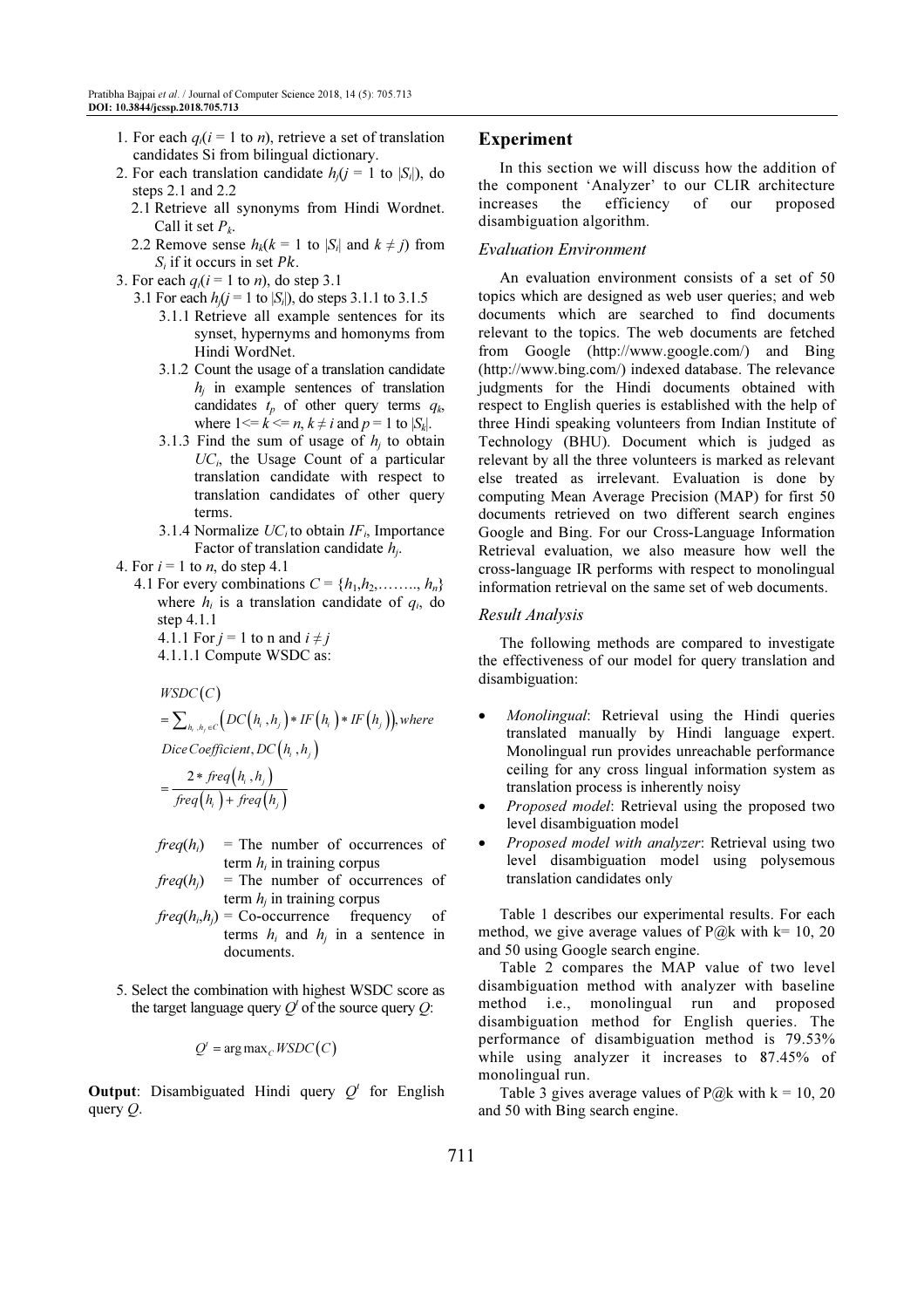1. For each $q_i$($i$ = 1 to $n$), retrieve a set of translation candidates Si from bilingual dictionary.
2. For each translation candidate $h_j$($j$ = 1 to $|S_i|$), do steps 2.1 and 2.2
   - 2.1 Retrieve all synonyms from Hindi Wordnet. Call it set $P_k$.
   - 2.2 Remove sense $h_k$($k$ = 1 to $|S_i|$ and $k \neq j$) from $S_i$ if it occurs in set $Pk$.
3. For each $q_i$($i$ = 1 to $n$), do step 3.1
   - 3.1 For each $h_j$($j$ = 1 to $|S_i|$), do steps 3.1.1 to 3.1.5
     - 3.1.1 Retrieve all example sentences for its synset, hypernyms and homonyms from Hindi WordNet.
     - 3.1.2 Count the usage of a translation candidate $h_j$ in example sentences of translation candidates $t_p$ of other query terms $q_k$, where $1 <= k <= n$, $k \neq i$ and $p$ = 1 to $|S_k|$.
     - 3.1.3 Find the sum of usage of $h_j$ to obtain $UC_i$, the Usage Count of a particular translation candidate with respect to translation candidates of other query terms.
     - 3.1.4 Normalize $UC_i$ to obtain $IF_i$, Importance Factor of translation candidate $h_j$.
4. For $i$ = 1 to $n$, do step 4.1
   - 4.1 For every combinations $C = \{h_1, h_2, \ldots\ldots, h_n\}$ where $h_i$ is a translation candidate of $q_i$, do step 4.1.1
     - 4.1.1 For $j$ = 1 to n and $i \neq j$
     - 4.1.1.1 Compute WSDC as:

$$WSDC(C) = \sum_{h_i, h_j \in C} \left( DC(h_i, h_j) * IF(h_i) * IF(h_j) \right), where$$

$$Dice\,Coefficient, DC(h_i, h_j) = \frac{2 * freq(h_i, h_j)}{freq(h_i) + freq(h_j)}$$

$freq(h_i)$ = The number of occurrences of term $h_i$ in training corpus
$freq(h_j)$ = The number of occurrences of term $h_j$ in training corpus
$freq(h_i,h_j)$ = Co-occurrence frequency of terms $h_i$ and $h_j$ in a sentence in documents.

5. Select the combination with highest WSDC score as the target language query $Q^t$ of the source query $Q$:

$$Q^t = \arg\max_C WSDC(C)$$

**Output**: Disambiguated Hindi query $Q^t$ for English query $Q$.

## Experiment

In this section we will discuss how the addition of the component 'Analyzer' to our CLIR architecture increases the efficiency of our proposed disambiguation algorithm.

### Evaluation Environment

An evaluation environment consists of a set of 50 topics which are designed as web user queries; and web documents which are searched to find documents relevant to the topics. The web documents are fetched from Google (http://www.google.com/) and Bing (http://www.bing.com/) indexed database. The relevance judgments for the Hindi documents obtained with respect to English queries is established with the help of three Hindi speaking volunteers from Indian Institute of Technology (BHU). Document which is judged as relevant by all the three volunteers is marked as relevant else treated as irrelevant. Evaluation is done by computing Mean Average Precision (MAP) for first 50 documents retrieved on two different search engines Google and Bing. For our Cross-Language Information Retrieval evaluation, we also measure how well the cross-language IR performs with respect to monolingual information retrieval on the same set of web documents.

### Result Analysis

The following methods are compared to investigate the effectiveness of our model for query translation and disambiguation:

- *Monolingual*: Retrieval using the Hindi queries translated manually by Hindi language expert. Monolingual run provides unreachable performance ceiling for any cross lingual information system as translation process is inherently noisy
- *Proposed model*: Retrieval using the proposed two level disambiguation model
- *Proposed model with analyzer*: Retrieval using two level disambiguation model using polysemous translation candidates only

Table 1 describes our experimental results. For each method, we give average values of P@k with k= 10, 20 and 50 using Google search engine.

Table 2 compares the MAP value of two level disambiguation method with analyzer with baseline method i.e., monolingual run and proposed disambiguation method for English queries. The performance of disambiguation method is 79.53% while using analyzer it increases to 87.45% of monolingual run.

Table 3 gives average values of P@k with k = 10, 20 and 50 with Bing search engine.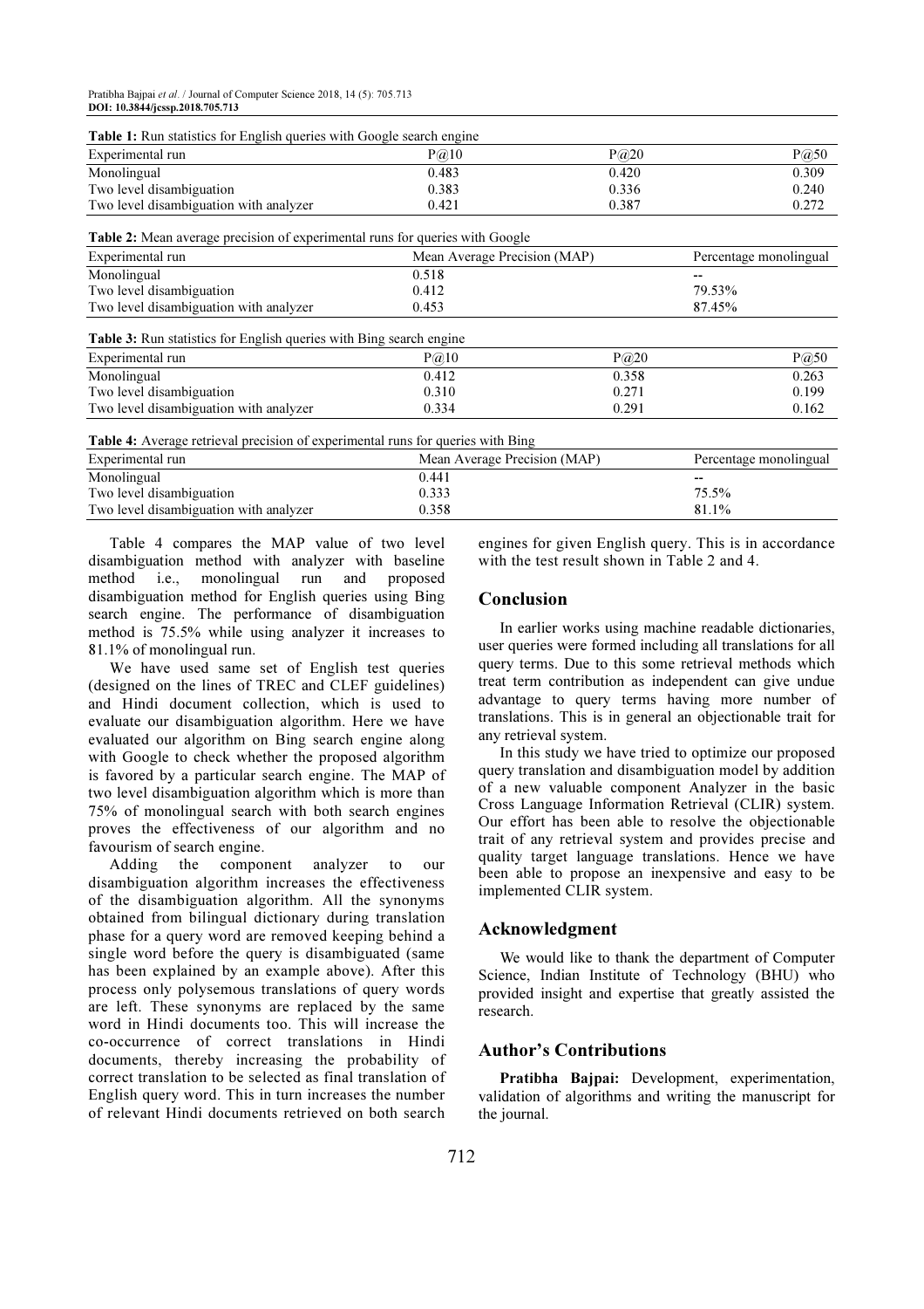**Table 1:** Run statistics for English queries with Google search engine

| Experimental run | P@10 | P@20 | P@50 |
|---|---|---|---|
| Monolingual | 0.483 | 0.420 | 0.309 |
| Two level disambiguation | 0.383 | 0.336 | 0.240 |
| Two level disambiguation with analyzer | 0.421 | 0.387 | 0.272 |

**Table 2:** Mean average precision of experimental runs for queries with Google

| Experimental run | Mean Average Precision (MAP) | Percentage monolingual |
|---|---|---|
| Monolingual | 0.518 | -- |
| Two level disambiguation | 0.412 | 79.53% |
| Two level disambiguation with analyzer | 0.453 | 87.45% |

**Table 3:** Run statistics for English queries with Bing search engine

| Experimental run | P@10 | P@20 | P@50 |
|---|---|---|---|
| Monolingual | 0.412 | 0.358 | 0.263 |
| Two level disambiguation | 0.310 | 0.271 | 0.199 |
| Two level disambiguation with analyzer | 0.334 | 0.291 | 0.162 |

**Table 4:** Average retrieval precision of experimental runs for queries with Bing

| Experimental run | Mean Average Precision (MAP) | Percentage monolingual |
|---|---|---|
| Monolingual | 0.441 | -- |
| Two level disambiguation | 0.333 | 75.5% |
| Two level disambiguation with analyzer | 0.358 | 81.1% |

Table 4 compares the MAP value of two level disambiguation method with analyzer with baseline method i.e., monolingual run and proposed disambiguation method for English queries using Bing search engine. The performance of disambiguation method is 75.5% while using analyzer it increases to 81.1% of monolingual run.

We have used same set of English test queries (designed on the lines of TREC and CLEF guidelines) and Hindi document collection, which is used to evaluate our disambiguation algorithm. Here we have evaluated our algorithm on Bing search engine along with Google to check whether the proposed algorithm is favored by a particular search engine. The MAP of two level disambiguation algorithm which is more than 75% of monolingual search with both search engines proves the effectiveness of our algorithm and no favourism of search engine.

Adding the component analyzer to our disambiguation algorithm increases the effectiveness of the disambiguation algorithm. All the synonyms obtained from bilingual dictionary during translation phase for a query word are removed keeping behind a single word before the query is disambiguated (same has been explained by an example above). After this process only polysemous translations of query words are left. These synonyms are replaced by the same word in Hindi documents too. This will increase the co-occurrence of correct translations in Hindi documents, thereby increasing the probability of correct translation to be selected as final translation of English query word. This in turn increases the number of relevant Hindi documents retrieved on both search engines for given English query. This is in accordance with the test result shown in Table 2 and 4.

## Conclusion

In earlier works using machine readable dictionaries, user queries were formed including all translations for all query terms. Due to this some retrieval methods which treat term contribution as independent can give undue advantage to query terms having more number of translations. This is in general an objectionable trait for any retrieval system.

In this study we have tried to optimize our proposed query translation and disambiguation model by addition of a new valuable component Analyzer in the basic Cross Language Information Retrieval (CLIR) system. Our effort has been able to resolve the objectionable trait of any retrieval system and provides precise and quality target language translations. Hence we have been able to propose an inexpensive and easy to be implemented CLIR system.

## Acknowledgment

We would like to thank the department of Computer Science, Indian Institute of Technology (BHU) who provided insight and expertise that greatly assisted the research.

## Author's Contributions

**Pratibha Bajpai:** Development, experimentation, validation of algorithms and writing the manuscript for the journal.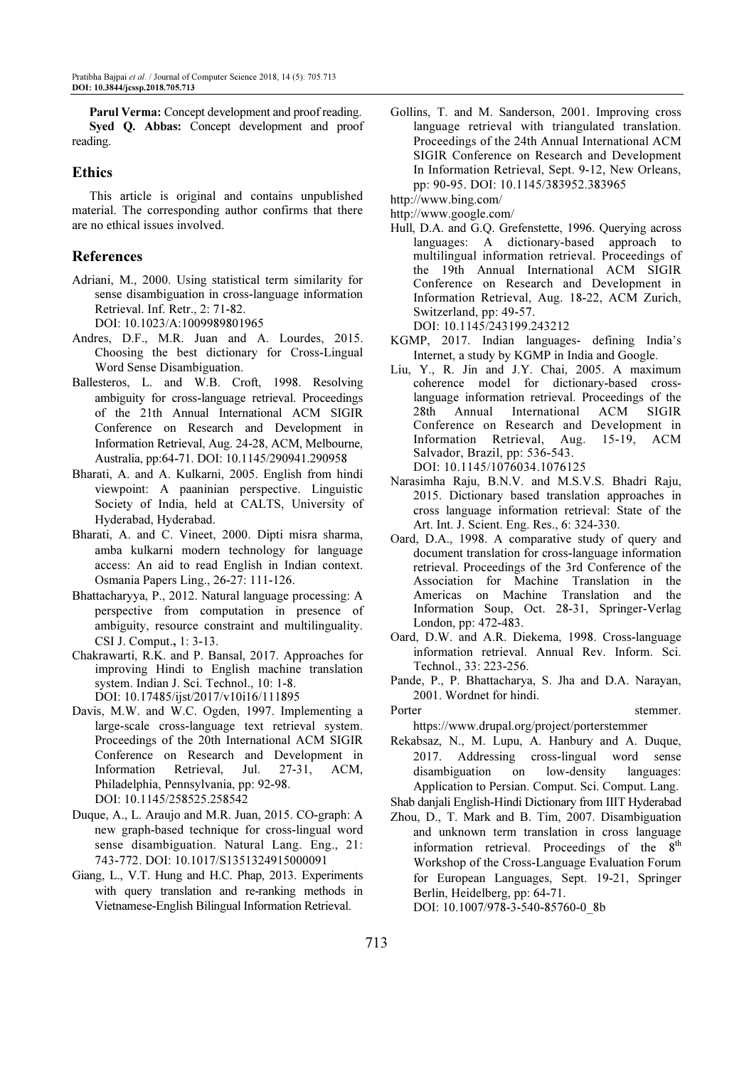**Parul Verma:** Concept development and proof reading.

**Syed Q. Abbas:** Concept development and proof reading.

## Ethics

This article is original and contains unpublished material. The corresponding author confirms that there are no ethical issues involved.

## References

Adriani, M., 2000. Using statistical term similarity for sense disambiguation in cross-language information Retrieval. Inf. Retr., 2: 71-82. DOI: 10.1023/A:1009989801965

Andres, D.F., M.R. Juan and A. Lourdes, 2015. Choosing the best dictionary for Cross-Lingual Word Sense Disambiguation.

Ballesteros, L. and W.B. Croft, 1998. Resolving ambiguity for cross-language retrieval. Proceedings of the 21th Annual International ACM SIGIR Conference on Research and Development in Information Retrieval, Aug. 24-28, ACM, Melbourne, Australia, pp:64-71. DOI: 10.1145/290941.290958

Bharati, A. and A. Kulkarni, 2005. English from hindi viewpoint: A paaninian perspective. Linguistic Society of India, held at CALTS, University of Hyderabad, Hyderabad.

Bharati, A. and C. Vineet, 2000. Dipti misra sharma, amba kulkarni modern technology for language access: An aid to read English in Indian context. Osmania Papers Ling., 26-27: 111-126.

Bhattacharyya, P., 2012. Natural language processing: A perspective from computation in presence of ambiguity, resource constraint and multilinguality. CSI J. Comput., 1: 3-13.

Chakrawarti, R.K. and P. Bansal, 2017. Approaches for improving Hindi to English machine translation system. Indian J. Sci. Technol., 10: 1-8. DOI: 10.17485/ijst/2017/v10i16/111895

Davis, M.W. and W.C. Ogden, 1997. Implementing a large-scale cross-language text retrieval system. Proceedings of the 20th International ACM SIGIR Conference on Research and Development in Information Retrieval, Jul. 27-31, ACM, Philadelphia, Pennsylvania, pp: 92-98. DOI: 10.1145/258525.258542

Duque, A., L. Araujo and M.R. Juan, 2015. CO-graph: A new graph-based technique for cross-lingual word sense disambiguation. Natural Lang. Eng., 21: 743-772. DOI: 10.1017/S1351324915000091

Giang, L., V.T. Hung and H.C. Phap, 2013. Experiments with query translation and re-ranking methods in Vietnamese-English Bilingual Information Retrieval.

Gollins, T. and M. Sanderson, 2001. Improving cross language retrieval with triangulated translation. Proceedings of the 24th Annual International ACM SIGIR Conference on Research and Development In Information Retrieval, Sept. 9-12, New Orleans, pp: 90-95. DOI: 10.1145/383952.383965

http://www.bing.com/

http://www.google.com/

Hull, D.A. and G.Q. Grefenstette, 1996. Querying across languages: A dictionary-based approach to multilingual information retrieval. Proceedings of the 19th Annual International ACM SIGIR Conference on Research and Development in Information Retrieval, Aug. 18-22, ACM Zurich, Switzerland, pp: 49-57. DOI: 10.1145/243199.243212

KGMP, 2017. Indian languages- defining India's Internet, a study by KGMP in India and Google.

Liu, Y., R. Jin and J.Y. Chai, 2005. A maximum coherence model for dictionary-based cross-language information retrieval. Proceedings of the 28th Annual International ACM SIGIR Conference on Research and Development in Information Retrieval, Aug. 15-19, ACM Salvador, Brazil, pp: 536-543. DOI: 10.1145/1076034.1076125

Narasimha Raju, B.N.V. and M.S.V.S. Bhadri Raju, 2015. Dictionary based translation approaches in cross language information retrieval: State of the Art. Int. J. Scient. Eng. Res., 6: 324-330.

Oard, D.A., 1998. A comparative study of query and document translation for cross-language information retrieval. Proceedings of the 3rd Conference of the Association for Machine Translation in the Americas on Machine Translation and the Information Soup, Oct. 28-31, Springer-Verlag London, pp: 472-483.

Oard, D.W. and A.R. Diekema, 1998. Cross-language information retrieval. Annual Rev. Inform. Sci. Technol., 33: 223-256.

Pande, P., P. Bhattacharya, S. Jha and D.A. Narayan, 2001. Wordnet for hindi.

Porter stemmer. https://www.drupal.org/project/porterstemmer

Rekabsaz, N., M. Lupu, A. Hanbury and A. Duque, 2017. Addressing cross-lingual word sense disambiguation on low-density languages: Application to Persian. Comput. Sci. Comput. Lang.

Shab danjali English-Hindi Dictionary from IIIT Hyderabad

Zhou, D., T. Mark and B. Tim, 2007. Disambiguation and unknown term translation in cross language information retrieval. Proceedings of the 8th Workshop of the Cross-Language Evaluation Forum for European Languages, Sept. 19-21, Springer Berlin, Heidelberg, pp: 64-71. DOI: 10.1007/978-3-540-85760-0_8b